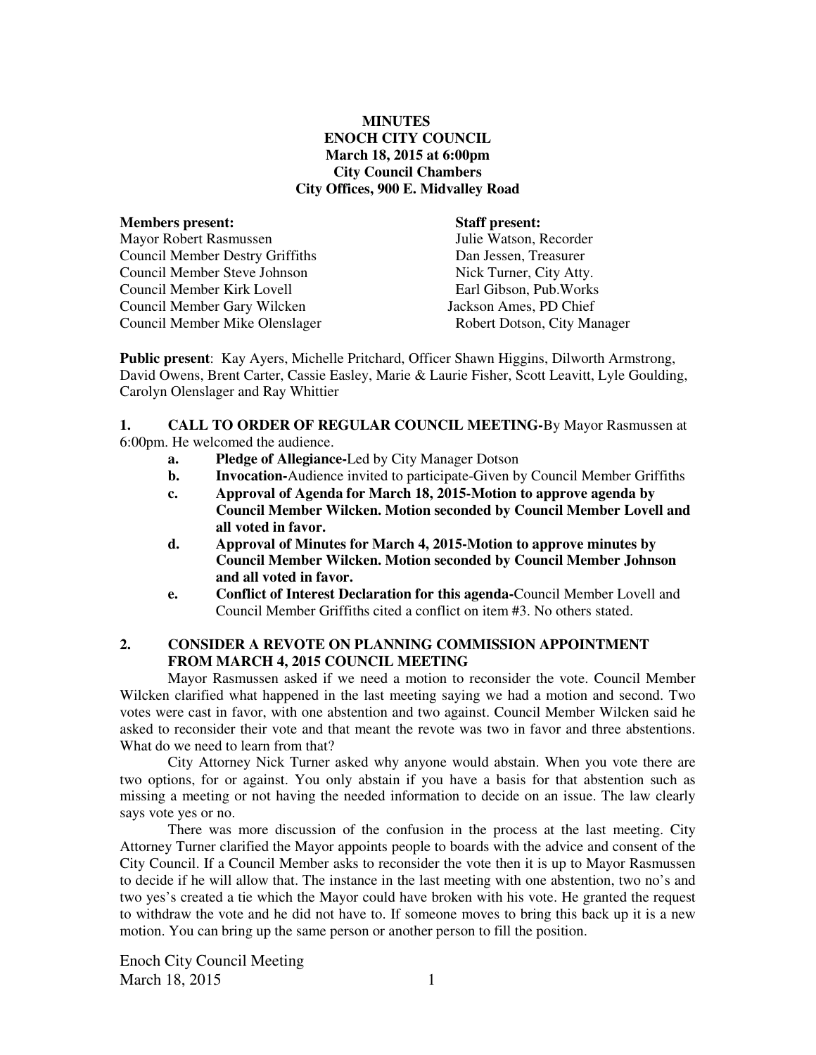**MINUTES**
**ENOCH CITY COUNCIL**
**March 18, 2015 at 6:00pm**
**City Council Chambers**
**City Offices, 900 E. Midvalley Road**

| **Members present:** | **Staff present:** |
|---|---|
| Mayor Robert Rasmussen | Julie Watson, Recorder |
| Council Member Destry Griffiths | Dan Jessen, Treasurer |
| Council Member Steve Johnson | Nick Turner, City Atty. |
| Council Member Kirk Lovell | Earl Gibson, Pub.Works |
| Council Member Gary Wilcken | Jackson Ames, PD Chief |
| Council Member Mike Olenslager | Robert Dotson, City Manager |

**Public present**: Kay Ayers, Michelle Pritchard, Officer Shawn Higgins, Dilworth Armstrong, David Owens, Brent Carter, Cassie Easley, Marie & Laurie Fisher, Scott Leavitt, Lyle Goulding, Carolyn Olenslager and Ray Whittier

**1. CALL TO ORDER OF REGULAR COUNCIL MEETING-**By Mayor Rasmussen at 6:00pm. He welcomed the audience.

- **a. Pledge of Allegiance-**Led by City Manager Dotson
- **b. Invocation-**Audience invited to participate-Given by Council Member Griffiths
- **c. Approval of Agenda for March 18, 2015-Motion to approve agenda by Council Member Wilcken. Motion seconded by Council Member Lovell and all voted in favor.**
- **d. Approval of Minutes for March 4, 2015-Motion to approve minutes by Council Member Wilcken. Motion seconded by Council Member Johnson and all voted in favor.**
- **e. Conflict of Interest Declaration for this agenda-**Council Member Lovell and Council Member Griffiths cited a conflict on item #3. No others stated.

**2. CONSIDER A REVOTE ON PLANNING COMMISSION APPOINTMENT FROM MARCH 4, 2015 COUNCIL MEETING**

Mayor Rasmussen asked if we need a motion to reconsider the vote. Council Member Wilcken clarified what happened in the last meeting saying we had a motion and second. Two votes were cast in favor, with one abstention and two against. Council Member Wilcken said he asked to reconsider their vote and that meant the revote was two in favor and three abstentions. What do we need to learn from that?

City Attorney Nick Turner asked why anyone would abstain. When you vote there are two options, for or against. You only abstain if you have a basis for that abstention such as missing a meeting or not having the needed information to decide on an issue. The law clearly says vote yes or no.

There was more discussion of the confusion in the process at the last meeting. City Attorney Turner clarified the Mayor appoints people to boards with the advice and consent of the City Council. If a Council Member asks to reconsider the vote then it is up to Mayor Rasmussen to decide if he will allow that. The instance in the last meeting with one abstention, two no's and two yes's created a tie which the Mayor could have broken with his vote. He granted the request to withdraw the vote and he did not have to. If someone moves to bring this back up it is a new motion. You can bring up the same person or another person to fill the position.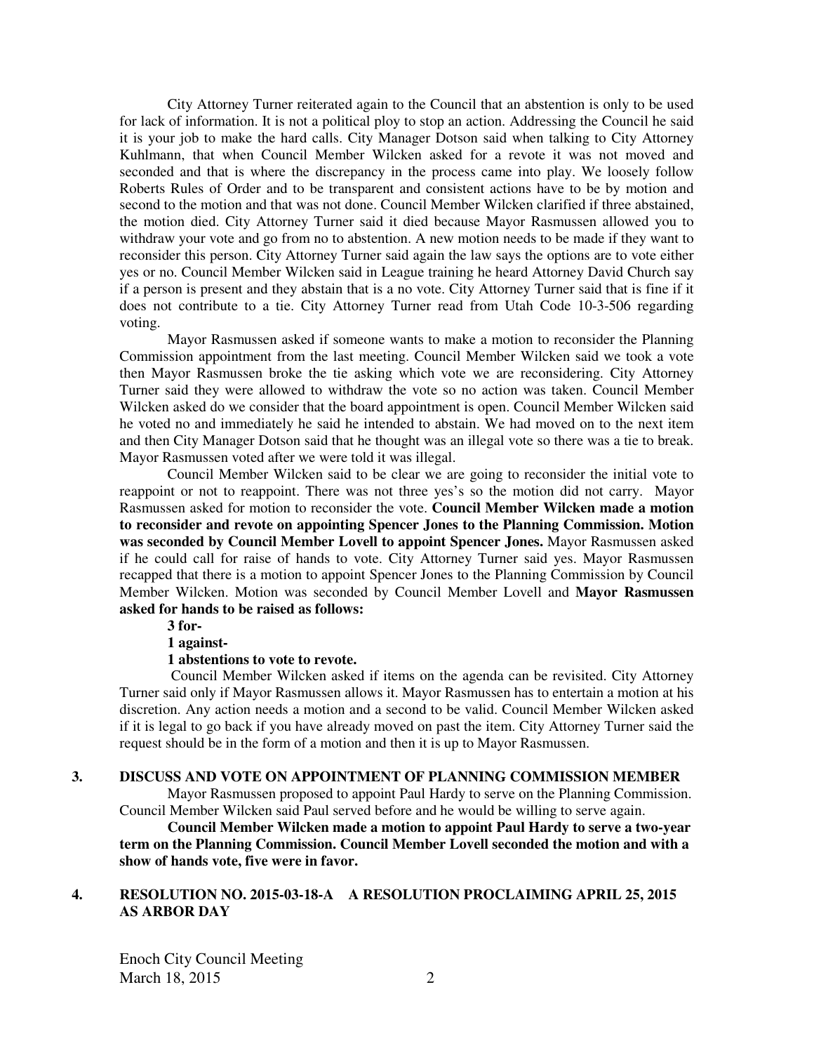City Attorney Turner reiterated again to the Council that an abstention is only to be used for lack of information. It is not a political ploy to stop an action. Addressing the Council he said it is your job to make the hard calls. City Manager Dotson said when talking to City Attorney Kuhlmann, that when Council Member Wilcken asked for a revote it was not moved and seconded and that is where the discrepancy in the process came into play. We loosely follow Roberts Rules of Order and to be transparent and consistent actions have to be by motion and second to the motion and that was not done. Council Member Wilcken clarified if three abstained, the motion died. City Attorney Turner said it died because Mayor Rasmussen allowed you to withdraw your vote and go from no to abstention. A new motion needs to be made if they want to reconsider this person. City Attorney Turner said again the law says the options are to vote either yes or no. Council Member Wilcken said in League training he heard Attorney David Church say if a person is present and they abstain that is a no vote. City Attorney Turner said that is fine if it does not contribute to a tie. City Attorney Turner read from Utah Code 10-3-506 regarding voting.

Mayor Rasmussen asked if someone wants to make a motion to reconsider the Planning Commission appointment from the last meeting. Council Member Wilcken said we took a vote then Mayor Rasmussen broke the tie asking which vote we are reconsidering. City Attorney Turner said they were allowed to withdraw the vote so no action was taken. Council Member Wilcken asked do we consider that the board appointment is open. Council Member Wilcken said he voted no and immediately he said he intended to abstain. We had moved on to the next item and then City Manager Dotson said that he thought was an illegal vote so there was a tie to break. Mayor Rasmussen voted after we were told it was illegal.

Council Member Wilcken said to be clear we are going to reconsider the initial vote to reappoint or not to reappoint. There was not three yes's so the motion did not carry. Mayor Rasmussen asked for motion to reconsider the vote. **Council Member Wilcken made a motion to reconsider and revote on appointing Spencer Jones to the Planning Commission. Motion was seconded by Council Member Lovell to appoint Spencer Jones.** Mayor Rasmussen asked if he could call for raise of hands to vote. City Attorney Turner said yes. Mayor Rasmussen recapped that there is a motion to appoint Spencer Jones to the Planning Commission by Council Member Wilcken. Motion was seconded by Council Member Lovell and **Mayor Rasmussen asked for hands to be raised as follows:**

**3 for-**
**1 against-**
**1 abstentions to vote to revote.**

Council Member Wilcken asked if items on the agenda can be revisited. City Attorney Turner said only if Mayor Rasmussen allows it. Mayor Rasmussen has to entertain a motion at his discretion. Any action needs a motion and a second to be valid. Council Member Wilcken asked if it is legal to go back if you have already moved on past the item. City Attorney Turner said the request should be in the form of a motion and then it is up to Mayor Rasmussen.

## 3. DISCUSS AND VOTE ON APPOINTMENT OF PLANNING COMMISSION MEMBER

Mayor Rasmussen proposed to appoint Paul Hardy to serve on the Planning Commission. Council Member Wilcken said Paul served before and he would be willing to serve again.

**Council Member Wilcken made a motion to appoint Paul Hardy to serve a two-year term on the Planning Commission. Council Member Lovell seconded the motion and with a show of hands vote, five were in favor.**

## 4. RESOLUTION NO. 2015-03-18-A A RESOLUTION PROCLAIMING APRIL 25, 2015 AS ARBOR DAY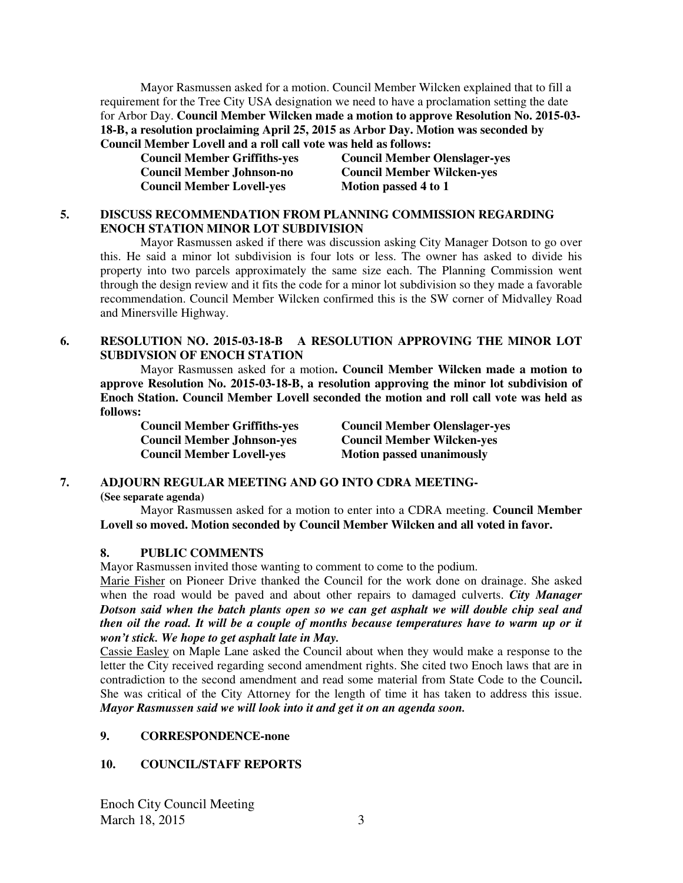Mayor Rasmussen asked for a motion. Council Member Wilcken explained that to fill a requirement for the Tree City USA designation we need to have a proclamation setting the date for Arbor Day. **Council Member Wilcken made a motion to approve Resolution No. 2015-03-18-B, a resolution proclaiming April 25, 2015 as Arbor Day. Motion was seconded by Council Member Lovell and a roll call vote was held as follows:**

| | |
|---|---|
| **Council Member Griffiths-yes** | **Council Member Olenslager-yes** |
| **Council Member Johnson-no** | **Council Member Wilcken-yes** |
| **Council Member Lovell-yes** | **Motion passed 4 to 1** |

**5. DISCUSS RECOMMENDATION FROM PLANNING COMMISSION REGARDING ENOCH STATION MINOR LOT SUBDIVISION**

Mayor Rasmussen asked if there was discussion asking City Manager Dotson to go over this. He said a minor lot subdivision is four lots or less. The owner has asked to divide his property into two parcels approximately the same size each. The Planning Commission went through the design review and it fits the code for a minor lot subdivision so they made a favorable recommendation. Council Member Wilcken confirmed this is the SW corner of Midvalley Road and Minersville Highway.

**6. RESOLUTION NO. 2015-03-18-B A RESOLUTION APPROVING THE MINOR LOT SUBDIVSION OF ENOCH STATION**

Mayor Rasmussen asked for a motion**. Council Member Wilcken made a motion to approve Resolution No. 2015-03-18-B, a resolution approving the minor lot subdivision of Enoch Station. Council Member Lovell seconded the motion and roll call vote was held as follows:**

| | |
|---|---|
| **Council Member Griffiths-yes** | **Council Member Olenslager-yes** |
| **Council Member Johnson-yes** | **Council Member Wilcken-yes** |
| **Council Member Lovell-yes** | **Motion passed unanimously** |

**7. ADJOURN REGULAR MEETING AND GO INTO CDRA MEETING-**
**(See separate agenda)**

Mayor Rasmussen asked for a motion to enter into a CDRA meeting. **Council Member Lovell so moved. Motion seconded by Council Member Wilcken and all voted in favor.**

**8. PUBLIC COMMENTS**

Mayor Rasmussen invited those wanting to comment to come to the podium.

Marie Fisher on Pioneer Drive thanked the Council for the work done on drainage. She asked when the road would be paved and about other repairs to damaged culverts. ***City Manager Dotson said when the batch plants open so we can get asphalt we will double chip seal and then oil the road. It will be a couple of months because temperatures have to warm up or it won't stick. We hope to get asphalt late in May.***

Cassie Easley on Maple Lane asked the Council about when they would make a response to the letter the City received regarding second amendment rights. She cited two Enoch laws that are in contradiction to the second amendment and read some material from State Code to the Council**.** She was critical of the City Attorney for the length of time it has taken to address this issue. ***Mayor Rasmussen said we will look into it and get it on an agenda soon.***

**9. CORRESPONDENCE-none**

**10. COUNCIL/STAFF REPORTS**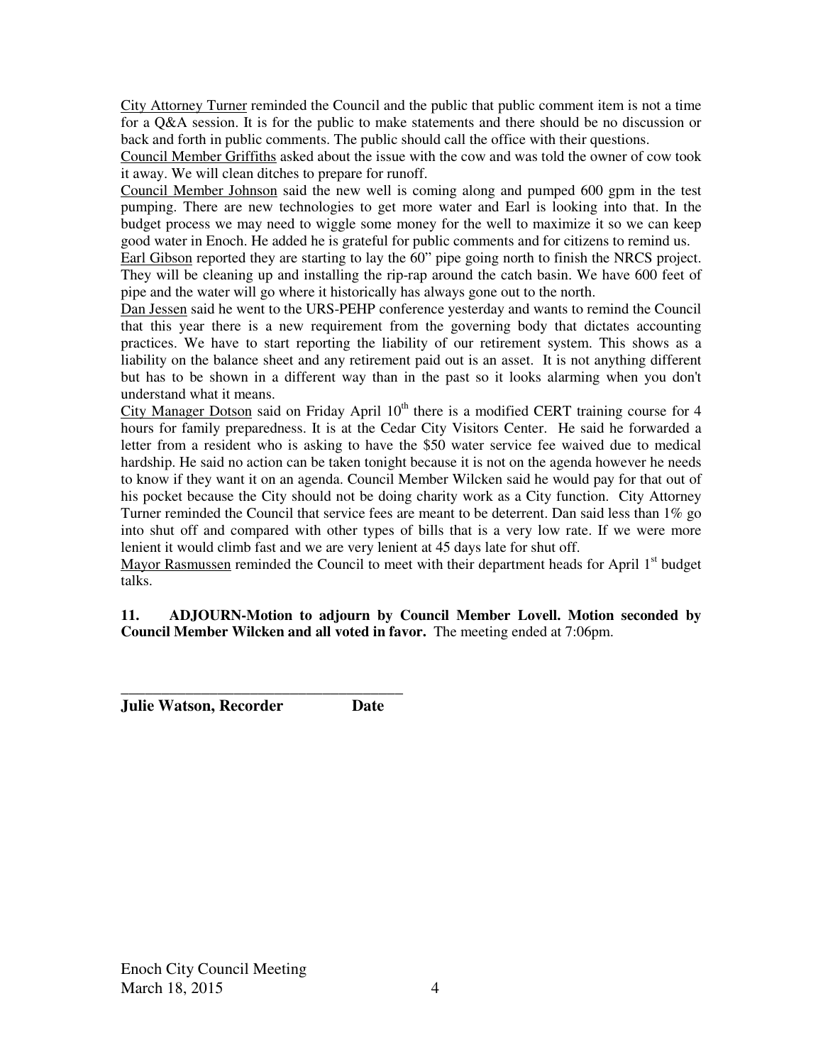City Attorney Turner reminded the Council and the public that public comment item is not a time for a Q&A session. It is for the public to make statements and there should be no discussion or back and forth in public comments. The public should call the office with their questions.

Council Member Griffiths asked about the issue with the cow and was told the owner of cow took it away. We will clean ditches to prepare for runoff.

Council Member Johnson said the new well is coming along and pumped 600 gpm in the test pumping. There are new technologies to get more water and Earl is looking into that. In the budget process we may need to wiggle some money for the well to maximize it so we can keep good water in Enoch. He added he is grateful for public comments and for citizens to remind us.

Earl Gibson reported they are starting to lay the 60" pipe going north to finish the NRCS project. They will be cleaning up and installing the rip-rap around the catch basin. We have 600 feet of pipe and the water will go where it historically has always gone out to the north.

Dan Jessen said he went to the URS-PEHP conference yesterday and wants to remind the Council that this year there is a new requirement from the governing body that dictates accounting practices. We have to start reporting the liability of our retirement system. This shows as a liability on the balance sheet and any retirement paid out is an asset. It is not anything different but has to be shown in a different way than in the past so it looks alarming when you don't understand what it means.

City Manager Dotson said on Friday April 10th there is a modified CERT training course for 4 hours for family preparedness. It is at the Cedar City Visitors Center. He said he forwarded a letter from a resident who is asking to have the $50 water service fee waived due to medical hardship. He said no action can be taken tonight because it is not on the agenda however he needs to know if they want it on an agenda. Council Member Wilcken said he would pay for that out of his pocket because the City should not be doing charity work as a City function. City Attorney Turner reminded the Council that service fees are meant to be deterrent. Dan said less than 1% go into shut off and compared with other types of bills that is a very low rate. If we were more lenient it would climb fast and we are very lenient at 45 days late for shut off.

Mayor Rasmussen reminded the Council to meet with their department heads for April 1st budget talks.

**11. ADJOURN-Motion to adjourn by Council Member Lovell. Motion seconded by Council Member Wilcken and all voted in favor.** The meeting ended at 7:06pm.

\_\_\_\_\_\_\_\_\_\_\_\_\_\_\_\_\_\_\_\_\_\_\_\_\_\_\_\_\_\_\_\_\_\_\_\_

**Julie Watson, Recorder Date**